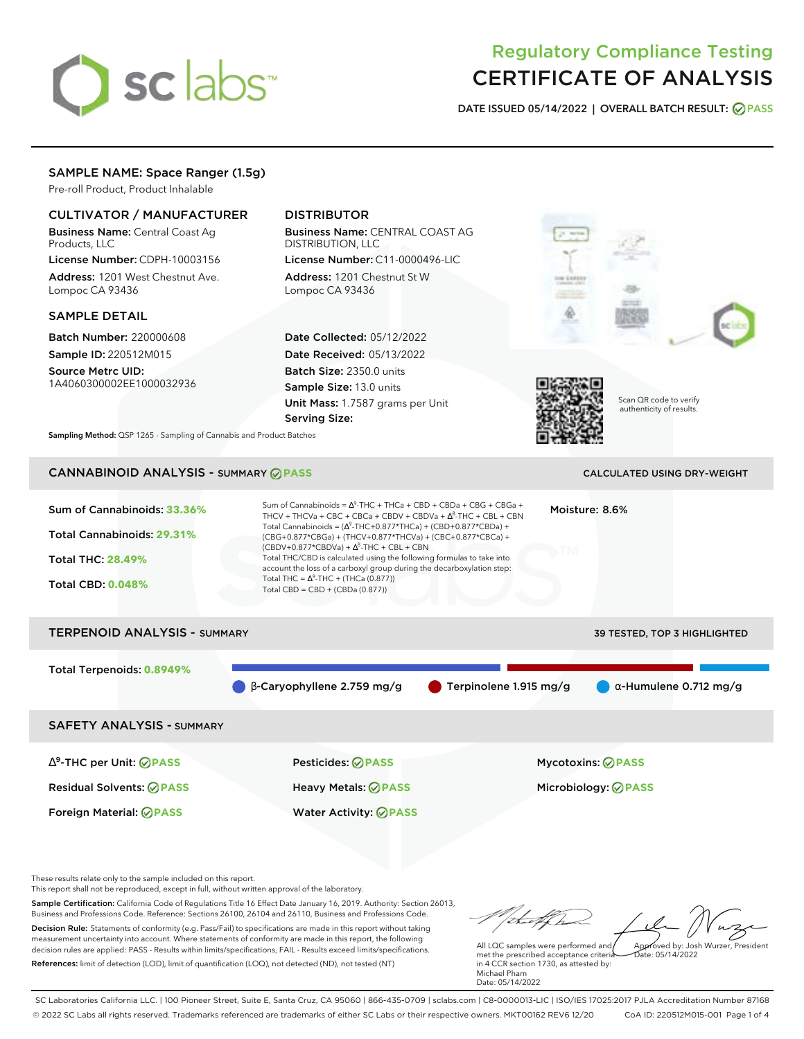sc labs

# Regulatory Compliance Testing
# CERTIFICATE OF ANALYSIS

**DATE ISSUED 05/14/2022 | OVERALL BATCH RESULT: PASS**

## SAMPLE NAME: Space Ranger (1.5g)

Pre-roll Product, Product Inhalable

### CULTIVATOR / MANUFACTURER

**Business Name:** Central Coast Ag Products, LLC

**License Number:** CDPH-10003156

**Address:** 1201 West Chestnut Ave. Lompoc CA 93436

### DISTRIBUTOR

**Business Name:** CENTRAL COAST AG DISTRIBUTION, LLC

**License Number:** C11-0000496-LIC

**Address:** 1201 Chestnut St W Lompoc CA 93436

### SAMPLE DETAIL

**Batch Number:** 220000608

**Sample ID:** 220512M015

**Source Metrc UID:** 1A4060300002EE1000032936

**Date Collected:** 05/12/2022

**Date Received:** 05/13/2022

**Batch Size:** 2350.0 units

**Sample Size:** 13.0 units

**Unit Mass:** 1.7587 grams per Unit

**Serving Size:**

Scan QR code to verify authenticity of results.

**Sampling Method:** QSP 1265 - Sampling of Cannabis and Product Batches

## CANNABINOID ANALYSIS - SUMMARY PASS

CALCULATED USING DRY-WEIGHT

**Sum of Cannabinoids: 33.36%**

**Total Cannabinoids: 29.31%**

**Total THC: 28.49%**

**Total CBD: 0.048%**

Sum of Cannabinoids = $\Delta^9$-THC + THCa + CBD + CBDa + CBG + CBGa + THCV + THCVa + CBC + CBCa + CBDV + CBDVa + $\Delta^8$-THC + CBL + CBN

Total Cannabinoids = ($\Delta^9$-THC+0.877*THCa) + (CBD+0.877*CBDa) + (CBG+0.877*CBGa) + (THCV+0.877*THCVa) + (CBC+0.877*CBCa) + (CBDV+0.877*CBDVa) + $\Delta^8$-THC + CBL + CBN

Total THC/CBD is calculated using the following formulas to take into account the loss of a carboxyl group during the decarboxylation step:

Total THC = $\Delta^9$-THC + (THCa (0.877))

Total CBD = CBD + (CBDa (0.877))

**Moisture:** 8.6%

## TERPENOID ANALYSIS - SUMMARY

39 TESTED, TOP 3 HIGHLIGHTED

**Total Terpenoids: 0.8949%**

β-Caryophyllene 2.759 mg/g | Terpinolene 1.915 mg/g | α-Humulene 0.712 mg/g

## SAFETY ANALYSIS - SUMMARY

| | | |
|---|---|---|
| $\Delta^9$-THC per Unit: PASS | Pesticides: PASS | Mycotoxins: PASS |
| Residual Solvents: PASS | Heavy Metals: PASS | Microbiology: PASS |
| Foreign Material: PASS | Water Activity: PASS | |

These results relate only to the sample included on this report.
This report shall not be reproduced, except in full, without written approval of the laboratory.

**Sample Certification:** California Code of Regulations Title 16 Effect Date January 16, 2019. Authority: Section 26013, Business and Professions Code. Reference: Sections 26100, 26104 and 26110, Business and Professions Code.

**Decision Rule:** Statements of conformity (e.g. Pass/Fail) to specifications are made in this report without taking measurement uncertainty into account. Where statements of conformity are made in this report, the following decision rules are applied: PASS - Results within limits/specifications, FAIL - Results exceed limits/specifications.

**References:** limit of detection (LOD), limit of quantification (LOQ), not detected (ND), not tested (NT)

All LQC samples were performed and met the prescribed acceptance criteria in 4 CCR section 1730, as attested by: Michael Pham
Date: 05/14/2022

Approved by: Josh Wurzer, President
Date: 05/14/2022

SC Laboratories California LLC. | 100 Pioneer Street, Suite E, Santa Cruz, CA 95060 | 866-435-0709 | sclabs.com | C8-0000013-LIC | ISO/IES 17025:2017 PJLA Accreditation Number 87168
© 2022 SC Labs all rights reserved. Trademarks referenced are trademarks of either SC Labs or their respective owners. MKT00162 REV6 12/20 CoA ID: 220512M015-001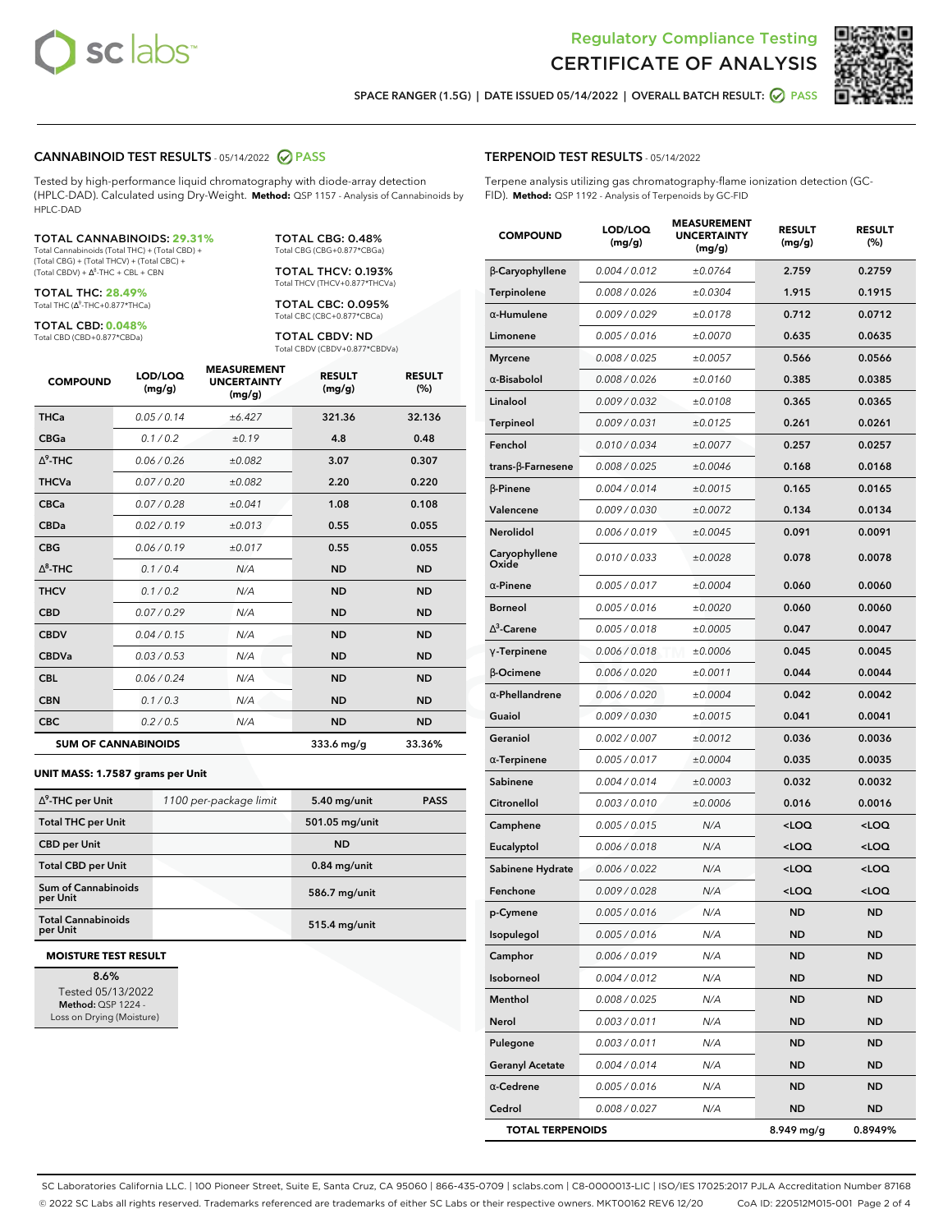Regulatory Compliance Testing
CERTIFICATE OF ANALYSIS

SPACE RANGER (1.5G) | DATE ISSUED 05/14/2022 | OVERALL BATCH RESULT: PASS

## CANNABINOID TEST RESULTS - 05/14/2022 PASS

Tested by high-performance liquid chromatography with diode-array detection (HPLC-DAD). Calculated using Dry-Weight. **Method:** QSP 1157 - Analysis of Cannabinoids by HPLC-DAD

**TOTAL CANNABINOIDS: 29.31%**
Total Cannabinoids (Total THC) + (Total CBD) + (Total CBG) + (Total THCV) + (Total CBC) + (Total CBDV) + $\Delta^8$-THC + CBL + CBN

**TOTAL THC: 28.49%**
Total THC ($\Delta^9$-THC+0.877*THCa)

**TOTAL CBD: 0.048%**
Total CBD (CBD+0.877*CBDa)

**TOTAL CBG: 0.48%**
Total CBG (CBG+0.877*CBGa)

**TOTAL THCV: 0.193%**
Total THCV (THCV+0.877*THCVa)

**TOTAL CBC: 0.095%**
Total CBC (CBC+0.877*CBCa)

**TOTAL CBDV: ND**
Total CBDV (CBDV+0.877*CBDVa)

| COMPOUND | LOD/LOQ (mg/g) | MEASUREMENT UNCERTAINTY (mg/g) | RESULT (mg/g) | RESULT (%) |
|---|---|---|---|---|
| THCa | 0.05 / 0.14 | ±6.427 | 321.36 | 32.136 |
| CBGa | 0.1 / 0.2 | ±0.19 | 4.8 | 0.48 |
| $\Delta^9$-THC | 0.06 / 0.26 | ±0.082 | 3.07 | 0.307 |
| THCVa | 0.07 / 0.20 | ±0.082 | 2.20 | 0.220 |
| CBCa | 0.07 / 0.28 | ±0.041 | 1.08 | 0.108 |
| CBDa | 0.02 / 0.19 | ±0.013 | 0.55 | 0.055 |
| CBG | 0.06 / 0.19 | ±0.017 | 0.55 | 0.055 |
| $\Delta^8$-THC | 0.1 / 0.4 | N/A | ND | ND |
| THCV | 0.1 / 0.2 | N/A | ND | ND |
| CBD | 0.07 / 0.29 | N/A | ND | ND |
| CBDV | 0.04 / 0.15 | N/A | ND | ND |
| CBDVa | 0.03 / 0.53 | N/A | ND | ND |
| CBL | 0.06 / 0.24 | N/A | ND | ND |
| CBN | 0.1 / 0.3 | N/A | ND | ND |
| CBC | 0.2 / 0.5 | N/A | ND | ND |
| **SUM OF CANNABINOIDS** | | | 333.6 mg/g | 33.36% |

**UNIT MASS: 1.7587 grams per Unit**

| | | | |
|---|---|---|---|
| $\Delta^9$-THC per Unit | 1100 per-package limit | 5.40 mg/unit | PASS |
| Total THC per Unit | | 501.05 mg/unit | |
| CBD per Unit | | ND | |
| Total CBD per Unit | | 0.84 mg/unit | |
| Sum of Cannabinoids per Unit | | 586.7 mg/unit | |
| Total Cannabinoids per Unit | | 515.4 mg/unit | |

**MOISTURE TEST RESULT**

8.6%
Tested 05/13/2022
**Method:** QSP 1224 - Loss on Drying (Moisture)

## TERPENOID TEST RESULTS - 05/14/2022

Terpene analysis utilizing gas chromatography-flame ionization detection (GC-FID). **Method:** QSP 1192 - Analysis of Terpenoids by GC-FID

| COMPOUND | LOD/LOQ (mg/g) | MEASUREMENT UNCERTAINTY (mg/g) | RESULT (mg/g) | RESULT (%) |
|---|---|---|---|---|
| β-Caryophyllene | 0.004 / 0.012 | ±0.0764 | 2.759 | 0.2759 |
| Terpinolene | 0.008 / 0.026 | ±0.0304 | 1.915 | 0.1915 |
| α-Humulene | 0.009 / 0.029 | ±0.0178 | 0.712 | 0.0712 |
| Limonene | 0.005 / 0.016 | ±0.0070 | 0.635 | 0.0635 |
| Myrcene | 0.008 / 0.025 | ±0.0057 | 0.566 | 0.0566 |
| α-Bisabolol | 0.008 / 0.026 | ±0.0160 | 0.385 | 0.0385 |
| Linalool | 0.009 / 0.032 | ±0.0108 | 0.365 | 0.0365 |
| Terpineol | 0.009 / 0.031 | ±0.0125 | 0.261 | 0.0261 |
| Fenchol | 0.010 / 0.034 | ±0.0077 | 0.257 | 0.0257 |
| trans-β-Farnesene | 0.008 / 0.025 | ±0.0046 | 0.168 | 0.0168 |
| β-Pinene | 0.004 / 0.014 | ±0.0015 | 0.165 | 0.0165 |
| Valencene | 0.009 / 0.030 | ±0.0072 | 0.134 | 0.0134 |
| Nerolidol | 0.006 / 0.019 | ±0.0045 | 0.091 | 0.0091 |
| Caryophyllene Oxide | 0.010 / 0.033 | ±0.0028 | 0.078 | 0.0078 |
| α-Pinene | 0.005 / 0.017 | ±0.0004 | 0.060 | 0.0060 |
| Borneol | 0.005 / 0.016 | ±0.0020 | 0.060 | 0.0060 |
| $\Delta^3$-Carene | 0.005 / 0.018 | ±0.0005 | 0.047 | 0.0047 |
| γ-Terpinene | 0.006 / 0.018 | ±0.0006 | 0.045 | 0.0045 |
| β-Ocimene | 0.006 / 0.020 | ±0.0011 | 0.044 | 0.0044 |
| α-Phellandrene | 0.006 / 0.020 | ±0.0004 | 0.042 | 0.0042 |
| Guaiol | 0.009 / 0.030 | ±0.0015 | 0.041 | 0.0041 |
| Geraniol | 0.002 / 0.007 | ±0.0012 | 0.036 | 0.0036 |
| α-Terpinene | 0.005 / 0.017 | ±0.0004 | 0.035 | 0.0035 |
| Sabinene | 0.004 / 0.014 | ±0.0003 | 0.032 | 0.0032 |
| Citronellol | 0.003 / 0.010 | ±0.0006 | 0.016 | 0.0016 |
| Camphene | 0.005 / 0.015 | N/A | <LOQ | <LOQ |
| Eucalyptol | 0.006 / 0.018 | N/A | <LOQ | <LOQ |
| Sabinene Hydrate | 0.006 / 0.022 | N/A | <LOQ | <LOQ |
| Fenchone | 0.009 / 0.028 | N/A | <LOQ | <LOQ |
| p-Cymene | 0.005 / 0.016 | N/A | ND | ND |
| Isopulegol | 0.005 / 0.016 | N/A | ND | ND |
| Camphor | 0.006 / 0.019 | N/A | ND | ND |
| Isoborneol | 0.004 / 0.012 | N/A | ND | ND |
| Menthol | 0.008 / 0.025 | N/A | ND | ND |
| Nerol | 0.003 / 0.011 | N/A | ND | ND |
| Pulegone | 0.003 / 0.011 | N/A | ND | ND |
| Geranyl Acetate | 0.004 / 0.014 | N/A | ND | ND |
| α-Cedrene | 0.005 / 0.016 | N/A | ND | ND |
| Cedrol | 0.008 / 0.027 | N/A | ND | ND |
| **TOTAL TERPENOIDS** | | | 8.949 mg/g | 0.8949% |

SC Laboratories California LLC. | 100 Pioneer Street, Suite E, Santa Cruz, CA 95060 | 866-435-0709 | sclabs.com | C8-0000013-LIC | ISO/IES 17025:2017 PJLA Accreditation Number 87168
© 2022 SC Labs all rights reserved. Trademarks referenced are trademarks of either SC Labs or their respective owners. MKT00162 REV6 12/20 CoA ID: 220512M015-001